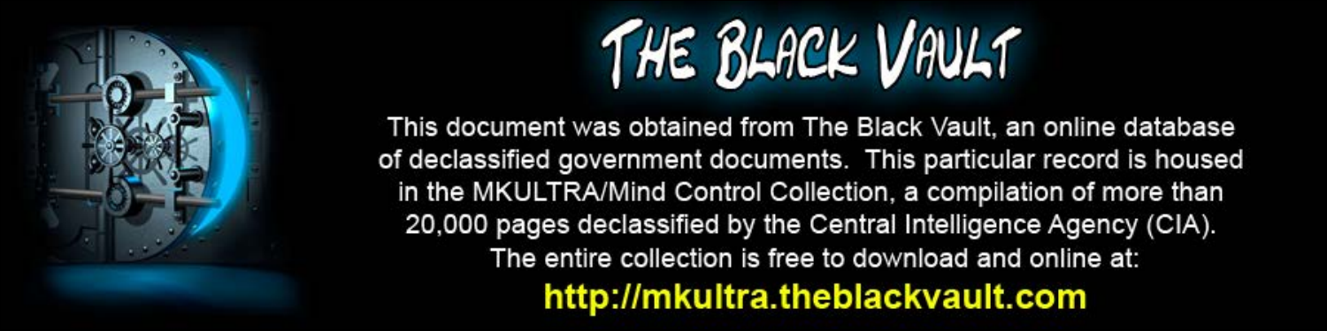# THE BLACK VAULT

This document was obtained from The Black Vault, an online database of declassified government documents. This particular record is housed in the MKULTRA/Mind Control Collection, a compilation of more than 20,000 pages declassified by the Central Intelligence Agency (CIA). The entire collection is free to download and online at:

**http://mkultra.theblackvault.com**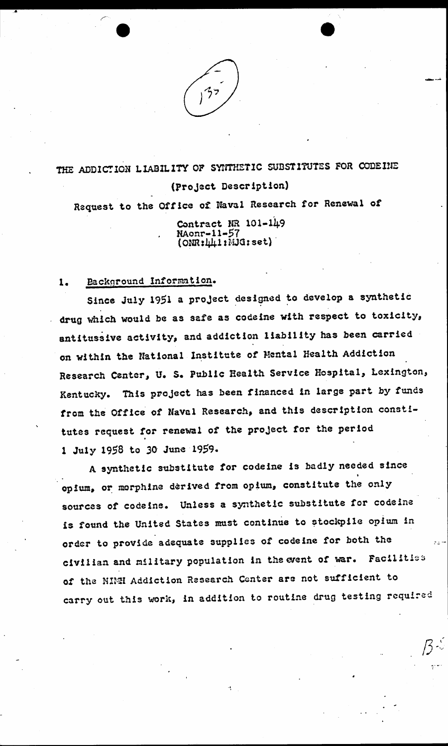THE ADDICTION LIABILITY OF SYNTHETIC SUBSTITUTES FOR CODEINE

(Project Description)

Request to the Office of Naval Research for Renewal of

Contract NR 101-149
NAonr-11-57
(ONR:441:MJG:set)

1. Background Information.

Since July 1951 a project designed to develop a synthetic drug which would be as safe as codeine with respect to toxicity, antitussive activity, and addiction liability has been carried on within the National Institute of Mental Health Addiction Research Center, U. S. Public Health Service Hospital, Lexington, Kentucky. This project has been financed in large part by funds from the Office of Naval Research, and this description constitutes request for renewal of the project for the period 1 July 1958 to 30 June 1959.

A synthetic substitute for codeine is badly needed since opium, or morphine derived from opium, constitute the only sources of codeine. Unless a synthetic substitute for codeine is found the United States must continue to stockpile opium in order to provide adequate supplies of codeine for both the civilian and military population in the event of war. Facilities of the NIMH Addiction Research Center are not sufficient to carry out this work, in addition to routine drug testing required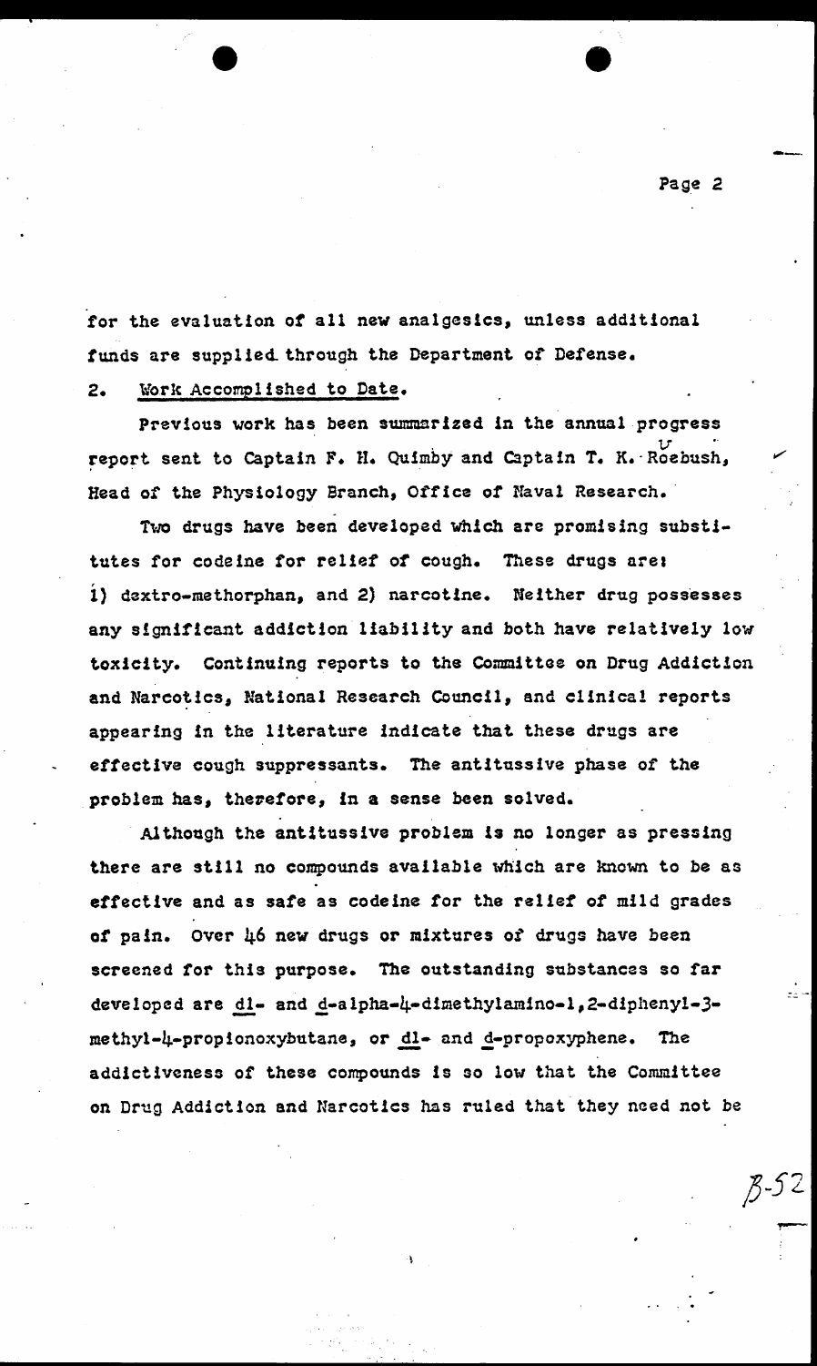for the evaluation of all new analgesics, unless additional funds are supplied through the Department of Defense.

2. Work Accomplished to Date.

Previous work has been summarized in the annual progress report sent to Captain F. H. Quimby and Captain T. K. Roebush, Head of the Physiology Branch, Office of Naval Research.

Two drugs have been developed which are promising substitutes for codeine for relief of cough. These drugs are: 1) dextro-methorphan, and 2) narcotine. Neither drug possesses any significant addiction liability and both have relatively low toxicity. Continuing reports to the Committee on Drug Addiction and Narcotics, National Research Council, and clinical reports appearing in the literature indicate that these drugs are effective cough suppressants. The antitussive phase of the problem has, therefore, in a sense been solved.

Although the antitussive problem is no longer as pressing there are still no compounds available which are known to be as effective and as safe as codeine for the relief of mild grades of pain. Over 46 new drugs or mixtures of drugs have been screened for this purpose. The outstanding substances so far developed are _dl_- and _d_-alpha-4-dimethylamino-1,2-diphenyl-3-methyl-4-propionoxybutane, or _dl_- and _d_-propoxyphene. The addictiveness of these compounds is so low that the Committee on Drug Addiction and Narcotics has ruled that they need not be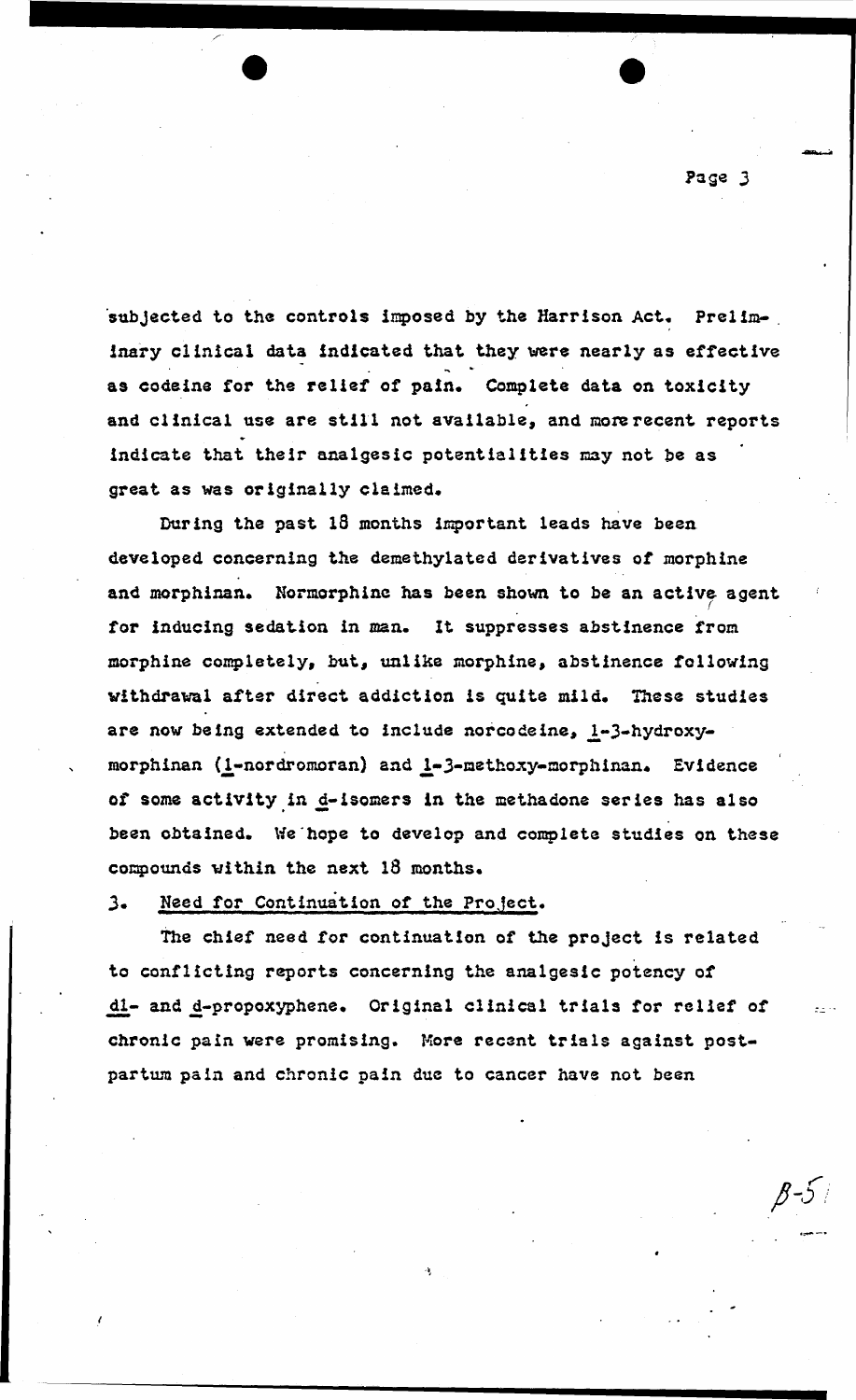subjected to the controls imposed by the Harrison Act. Preliminary clinical data indicated that they were nearly as effective as codeine for the relief of pain. Complete data on toxicity and clinical use are still not available, and more recent reports indicate that their analgesic potentialities may not be as great as was originally claimed.

During the past 18 months important leads have been developed concerning the demethylated derivatives of morphine and morphinan. Normorphine has been shown to be an active agent for inducing sedation in man. It suppresses abstinence from morphine completely, but, unlike morphine, abstinence following withdrawal after direct addiction is quite mild. These studies are now being extended to include norcodeine, l-3-hydroxymorphinan (l-nordromoran) and l-3-methoxy-morphinan. Evidence of some activity in d-isomers in the methadone series has also been obtained. We hope to develop and complete studies on these compounds within the next 18 months.

3. Need for Continuation of the Project.

The chief need for continuation of the project is related to conflicting reports concerning the analgesic potency of dl- and d-propoxyphene. Original clinical trials for relief of chronic pain were promising. More recent trials against postpartum pain and chronic pain due to cancer have not been

B-5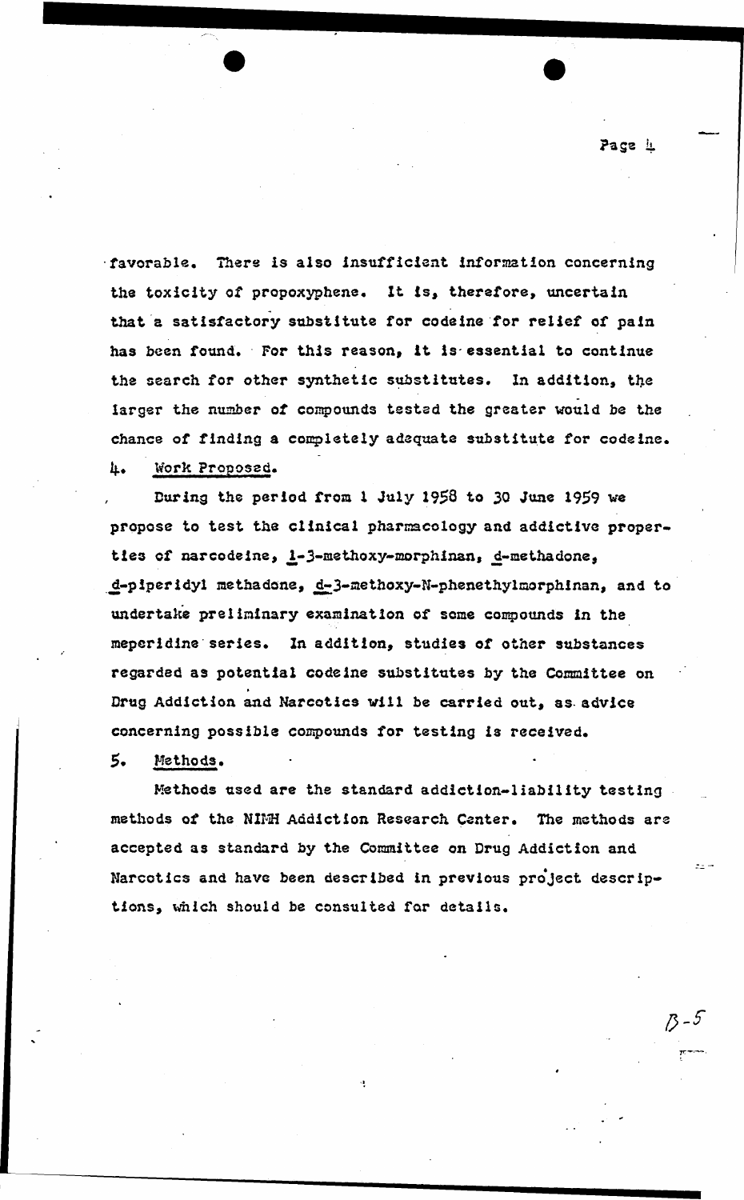favorable. There is also insufficient information concerning the toxicity of propoxyphene. It is, therefore, uncertain that a satisfactory substitute for codeine for relief of pain has been found. For this reason, it is essential to continue the search for other synthetic substitutes. In addition, the larger the number of compounds tested the greater would be the chance of finding a completely adequate substitute for codeine.

4. Work Proposed.

During the period from 1 July 1958 to 30 June 1959 we propose to test the clinical pharmacology and addictive properties of narcodeine, _l_-3-methoxy-morphinan, _d_-methadone, _d_-piperidyl methadone, _d_-3-methoxy-N-phenethylmorphinan, and to undertake preliminary examination of some compounds in the meperidine series. In addition, studies of other substances regarded as potential codeine substitutes by the Committee on Drug Addiction and Narcotics will be carried out, as advice concerning possible compounds for testing is received.

5. Methods.

Methods used are the standard addiction-liability testing methods of the NIMH Addiction Research Center. The methods are accepted as standard by the Committee on Drug Addiction and Narcotics and have been described in previous project descriptions, which should be consulted for details.

B-5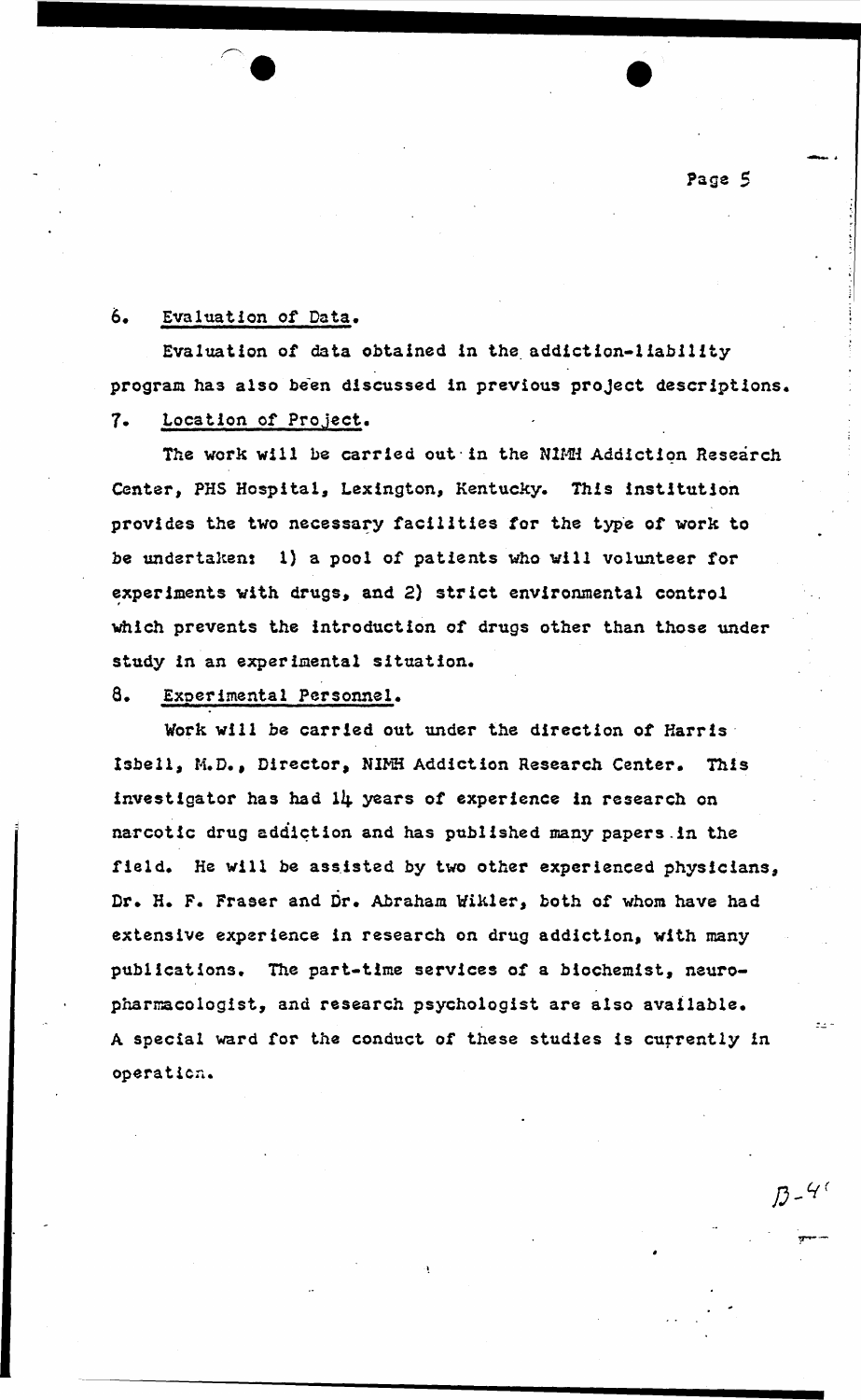6. Evaluation of Data.

Evaluation of data obtained in the addiction-liability program has also been discussed in previous project descriptions.

7. Location of Project.

The work will be carried out in the NIMH Addiction Research Center, PHS Hospital, Lexington, Kentucky. This institution provides the two necessary facilities for the type of work to be undertaken: 1) a pool of patients who will volunteer for experiments with drugs, and 2) strict environmental control which prevents the introduction of drugs other than those under study in an experimental situation.

8. Experimental Personnel.

Work will be carried out under the direction of Harris Isbell, M.D., Director, NIMH Addiction Research Center. This investigator has had 14 years of experience in research on narcotic drug addiction and has published many papers in the field. He will be assisted by two other experienced physicians, Dr. H. F. Fraser and Dr. Abraham Wikler, both of whom have had extensive experience in research on drug addiction, with many publications. The part-time services of a biochemist, neuropharmacologist, and research psychologist are also available. A special ward for the conduct of these studies is currently in operation.

B-4(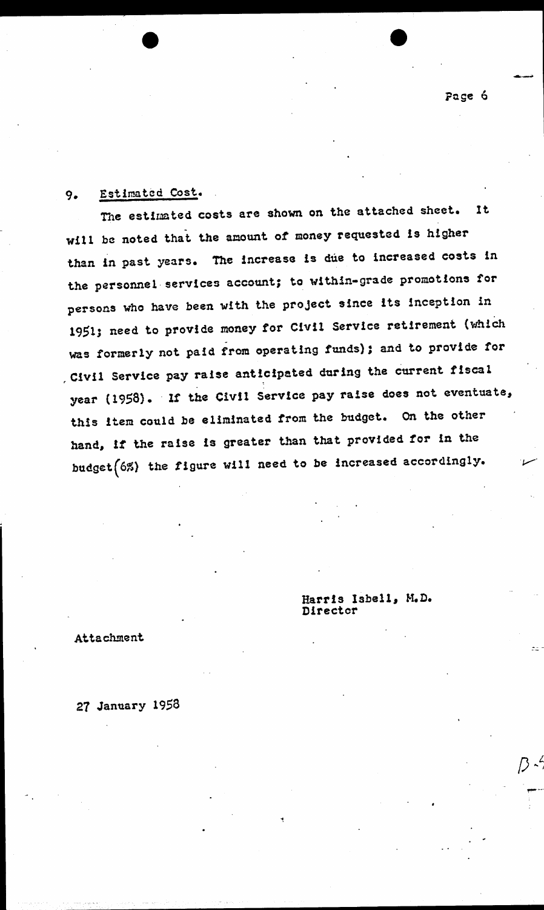## 9. Estimated Cost.

The estimated costs are shown on the attached sheet. It will be noted that the amount of money requested is higher than in past years. The increase is due to increased costs in the personnel services account; to within-grade promotions for persons who have been with the project since its inception in 1951; need to provide money for Civil Service retirement (which was formerly not paid from operating funds); and to provide for Civil Service pay raise anticipated during the current fiscal year (1958). If the Civil Service pay raise does not eventuate, this item could be eliminated from the budget. On the other hand, if the raise is greater than that provided for in the budget (6%) the figure will need to be increased accordingly.

Harris Isbell, M.D.
Director

Attachment

27 January 1958